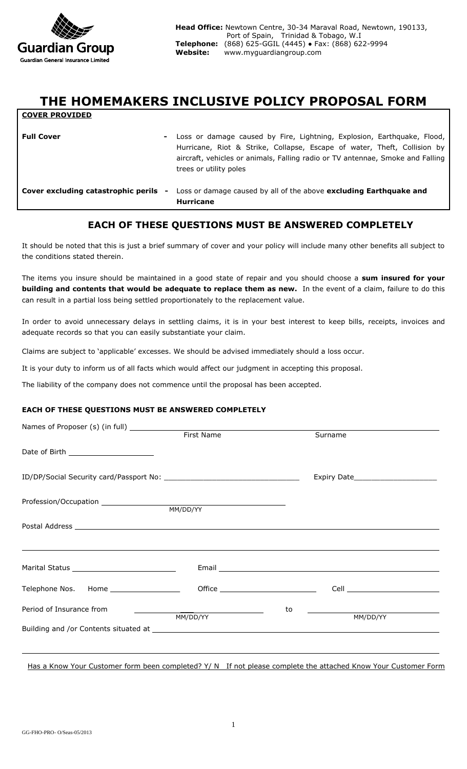Guardian Group
Guardian General Insurance Limited

**Head Office:** Newtown Centre, 30-34 Maraval Road, Newtown, 190133, Port of Spain, Trinidad & Tobago, W.I
**Telephone:** (868) 625-GGIL (4445) • Fax: (868) 622-9994
**Website:** www.myguardiangroup.com

# THE HOMEMAKERS INCLUSIVE POLICY PROPOSAL FORM

**COVER PROVIDED**

| | |
|---|---|
| **Full Cover** - | Loss or damage caused by Fire, Lightning, Explosion, Earthquake, Flood, Hurricane, Riot & Strike, Collapse, Escape of water, Theft, Collision by aircraft, vehicles or animals, Falling radio or TV antennae, Smoke and Falling trees or utility poles |
| **Cover excluding catastrophic perils** - | Loss or damage caused by all of the above **excluding Earthquake and Hurricane** |

## EACH OF THESE QUESTIONS MUST BE ANSWERED COMPLETELY

It should be noted that this is just a brief summary of cover and your policy will include many other benefits all subject to the conditions stated therein.

The items you insure should be maintained in a good state of repair and you should choose a **sum insured for your building and contents that would be adequate to replace them as new.** In the event of a claim, failure to do this can result in a partial loss being settled proportionately to the replacement value.

In order to avoid unnecessary delays in settling claims, it is in your best interest to keep bills, receipts, invoices and adequate records so that you can easily substantiate your claim.

Claims are subject to 'applicable' excesses. We should be advised immediately should a loss occur.

It is your duty to inform us of all facts which would affect our judgment in accepting this proposal.

The liability of the company does not commence until the proposal has been accepted.

**EACH OF THESE QUESTIONS MUST BE ANSWERED COMPLETELY**

Names of Proposer (s) (in full) ______________________ First Name ______________________ Surname

Date of Birth ____________________

ID/DP/Social Security card/Passport No: ______________________________ Expiry Date____________________

Profession/Occupation ______________________ MM/DD/YY

Postal Address ____________________________________________________________

____________________________________________________________

Marital Status ________________________ Email ______________________________

Telephone Nos. Home _________________ Office ________________________ Cell ______________________

Period of Insurance from ______________ MM/DD/YY to ______________ MM/DD/YY

Building and /or Contents situated at ____________________________________________________________

____________________________________________________________

Has a Know Your Customer form been completed? Y/ N If not please complete the attached Know Your Customer Form

GG-FHO-PRO- O/Seas-05/2013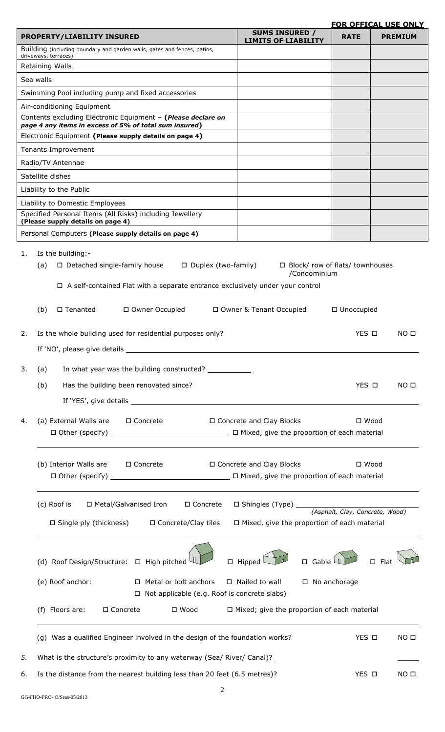**FOR OFFICAL USE ONLY**

| PROPERTY/LIABILITY INSURED | SUMS INSURED / LIMITS OF LIABILITY | RATE | PREMIUM |
|---|---|---|---|
| Building (including boundary and garden walls, gates and fences, patios, driveways, terraces) | | | |
| Retaining Walls | | | |
| Sea walls | | | |
| Swimming Pool including pump and fixed accessories | | | |
| Air-conditioning Equipment | | | |
| Contents excluding Electronic Equipment – ***(Please declare on page 4 any items in excess of 5% of total sum insured)*** | | | |
| Electronic Equipment **(Please supply details on page 4)** | | | |
| Tenants Improvement | | | |
| Radio/TV Antennae | | | |
| Satellite dishes | | | |
| Liability to the Public | | | |
| Liability to Domestic Employees | | | |
| Specified Personal Items (All Risks) including Jewellery **(Please supply details on page 4)** | | | |
| Personal Computers **(Please supply details on page 4)** | | | |

1. Is the building:-
   (a) ☐ Detached single-family house ☐ Duplex (two-family) ☐ Block/ row of flats/ townhouses /Condominium
   ☐ A self-contained Flat with a separate entrance exclusively under your control

   (b) ☐ Tenanted ☐ Owner Occupied ☐ Owner & Tenant Occupied ☐ Unoccupied

2. Is the whole building used for residential purposes only? YES ☐ NO ☐

   If 'NO', please give details ______________________________

3. (a) In what year was the building constructed? ___________

   (b) Has the building been renovated since? YES ☐ NO ☐

   If 'YES', give details ______________________________

4. (a) External Walls are ☐ Concrete ☐ Concrete and Clay Blocks ☐ Wood
   ☐ Other (specify) ______________ ☐ Mixed, give the proportion of each material

   ______________________________

   (b) Interior Walls are ☐ Concrete ☐ Concrete and Clay Blocks ☐ Wood
   ☐ Other (specify) ______________ ☐ Mixed, give the proportion of each material

   ______________________________

   (c) Roof is ☐ Metal/Galvanised Iron ☐ Concrete ☐ Shingles (Type) ______________
   *(Asphalt, Clay, Concrete, Wood)*
   ☐ Single ply (thickness) ☐ Concrete/Clay tiles ☐ Mixed, give the proportion of each material

   ______________________________

   (d) Roof Design/Structure: ☐ High pitched ☐ Hipped ☐ Gable ☐ Flat

   (e) Roof anchor: ☐ Metal or bolt anchors ☐ Nailed to wall ☐ No anchorage
   ☐ Not applicable (e.g. Roof is concrete slabs)

   (f) Floors are: ☐ Concrete ☐ Wood ☐ Mixed; give the proportion of each material

   ______________________________

   (g) Was a qualified Engineer involved in the design of the foundation works? YES ☐ NO ☐

5. What is the structure's proximity to any waterway (Sea/ River/ Canal)? ______________

6. Is the distance from the nearest building less than 20 feet (6.5 metres)? YES ☐ NO ☐

GG-FHO-PRO- O/Seas-05/2013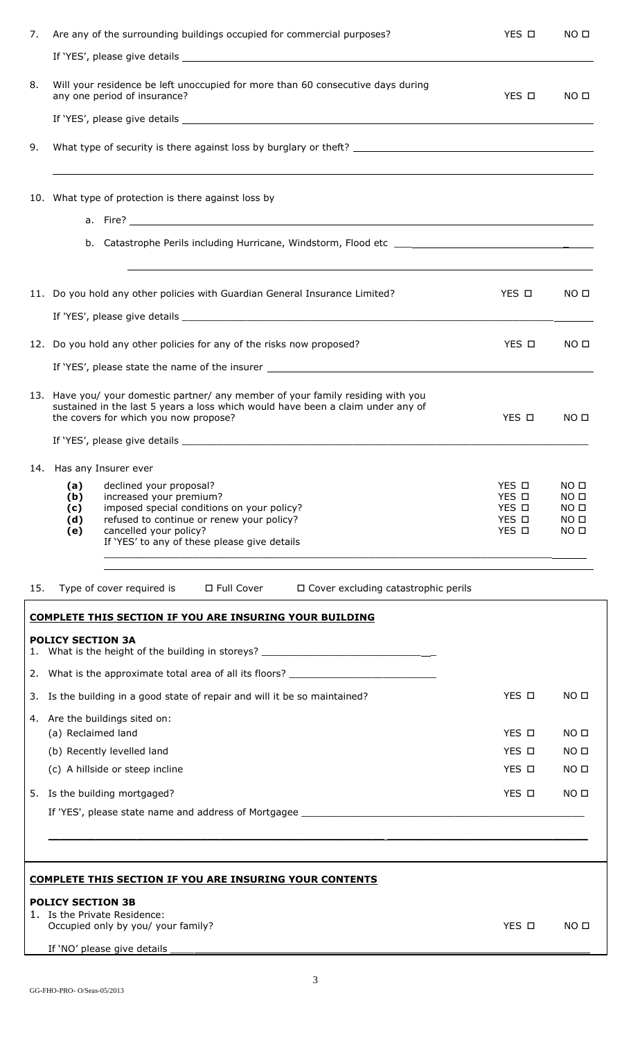7. Are any of the surrounding buildings occupied for commercial purposes? YES ☐ NO ☐

   If 'YES', please give details ______________________________________________

8. Will your residence be left unoccupied for more than 60 consecutive days during any one period of insurance? YES ☐ NO ☐

   If 'YES', please give details ______________________________________________

9. What type of security is there against loss by burglary or theft? ______________________________________________

   ______________________________________________

10. What type of protection is there against loss by

    a. Fire? ______________________________________________

    b. Catastrophe Perils including Hurricane, Windstorm, Flood etc ______________________________________________

    ______________________________________________

11. Do you hold any other policies with Guardian General Insurance Limited? YES ☐ NO ☐

    If 'YES', please give details ______________________________________________

12. Do you hold any other policies for any of the risks now proposed? YES ☐ NO ☐

    If 'YES', please state the name of the insurer ______________________________________________

13. Have you/ your domestic partner/ any member of your family residing with you sustained in the last 5 years a loss which would have been a claim under any of the covers for which you now propose? YES ☐ NO ☐

    If 'YES', please give details ______________________________________________

14. Has any Insurer ever

    | | | | |
    |---|---|---|---|
    | **(a)** | declined your proposal? | YES ☐ | NO ☐ |
    | **(b)** | increased your premium? | YES ☐ | NO ☐ |
    | **(c)** | imposed special conditions on your policy? | YES ☐ | NO ☐ |
    | **(d)** | refused to continue or renew your policy? | YES ☐ | NO ☐ |
    | **(e)** | cancelled your policy? | YES ☐ | NO ☐ |

    If 'YES' to any of these please give details

    ______________________________________________

    ______________________________________________

15. Type of cover required is ☐ Full Cover ☐ Cover excluding catastrophic perils

## COMPLETE THIS SECTION IF YOU ARE INSURING YOUR BUILDING

**POLICY SECTION 3A**

1. What is the height of the building in storeys? ______________________________

2. What is the approximate total area of all its floors? ______________________________

3. Is the building in a good state of repair and will it be so maintained? YES ☐ NO ☐

4. Are the buildings sited on:

   (a) Reclaimed land YES ☐ NO ☐

   (b) Recently levelled land YES ☐ NO ☐

   (c) A hillside or steep incline YES ☐ NO ☐

5. Is the building mortgaged? YES ☐ NO ☐

   If 'YES', please state name and address of Mortgagee ______________________________________________

   ______________________________________________

## COMPLETE THIS SECTION IF YOU ARE INSURING YOUR CONTENTS

**POLICY SECTION 3B**

1. Is the Private Residence:
   Occupied only by you/ your family? YES ☐ NO ☐

   If 'NO' please give details ______________________________________________

GG-FHO-PRO- O/Seas-05/2013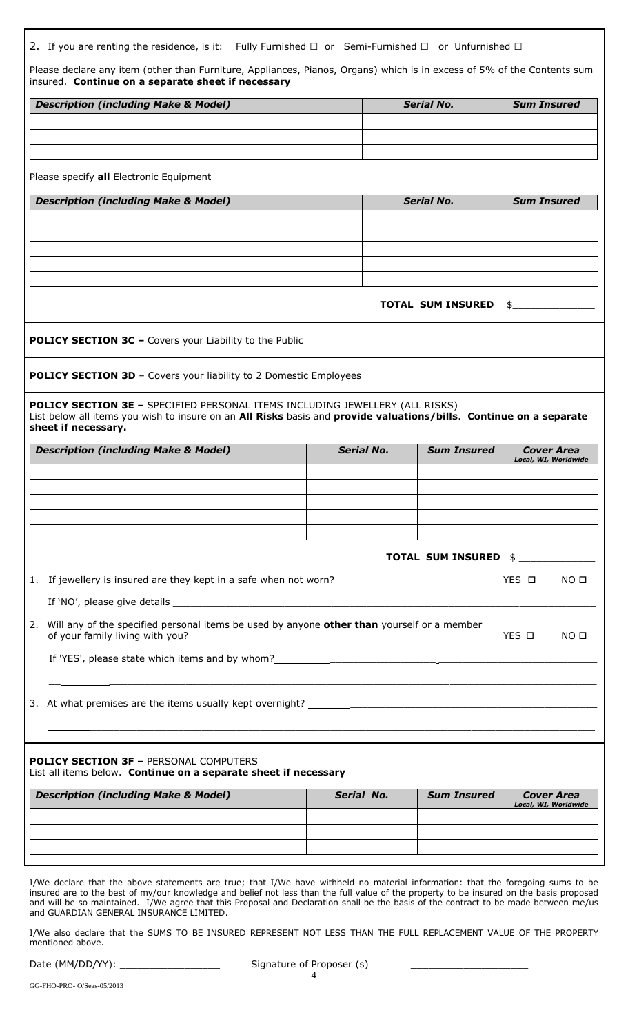2. If you are renting the residence, is it: Fully Furnished ☐ or Semi-Furnished ☐ or Unfurnished ☐

Please declare any item (other than Furniture, Appliances, Pianos, Organs) which is in excess of 5% of the Contents sum insured. **Continue on a separate sheet if necessary**

| *Description (including Make & Model)* | *Serial No.* | *Sum Insured* |
|---|---|---|
| | | |
| | | |
| | | |

Please specify **all** Electronic Equipment

| *Description (including Make & Model)* | *Serial No.* | *Sum Insured* |
|---|---|---|
| | | |
| | | |
| | | |
| | | |
| | | |

**TOTAL SUM INSURED** $_____________

**POLICY SECTION 3C –** Covers your Liability to the Public

**POLICY SECTION 3D** – Covers your liability to 2 Domestic Employees

**POLICY SECTION 3E –** SPECIFIED PERSONAL ITEMS INCLUDING JEWELLERY (ALL RISKS)
List below all items you wish to insure on an **All Risks** basis and **provide valuations/bills**. **Continue on a separate sheet if necessary.**

| *Description (including Make & Model)* | *Serial No.* | *Sum Insured* | *Cover Area* *Local, WI, Worldwide* |
|---|---|---|---|
| | | | |
| | | | |
| | | | |
| | | | |
| | | | |

**TOTAL SUM INSURED** $ ____________

1. If jewellery is insured are they kept in a safe when not worn? YES ☐ NO ☐

   If 'NO', please give details ____________________________________________

2. Will any of the specified personal items be used by anyone **other than** yourself or a member of your family living with you? YES ☐ NO ☐

   If 'YES', please state which items and by whom?____________________________________________

   ____________________________________________

3. At what premises are the items usually kept overnight? ____________________________________________

   ____________________________________________

**POLICY SECTION 3F –** PERSONAL COMPUTERS
List all items below. **Continue on a separate sheet if necessary**

| *Description (including Make & Model)* | *Serial No.* | *Sum Insured* | *Cover Area* *Local, WI, Worldwide* |
|---|---|---|---|
| | | | |
| | | | |
| | | | |

I/We declare that the above statements are true; that I/We have withheld no material information: that the foregoing sums to be insured are to the best of my/our knowledge and belief not less than the full value of the property to be insured on the basis proposed and will be so maintained. I/We agree that this Proposal and Declaration shall be the basis of the contract to be made between me/us and GUARDIAN GENERAL INSURANCE LIMITED.

I/We also declare that the SUMS TO BE INSURED REPRESENT NOT LESS THAN THE FULL REPLACEMENT VALUE OF THE PROPERTY mentioned above.

Date (MM/DD/YY): ________________ Signature of Proposer (s) ____________________________

GG-FHO-PRO- O/Seas-05/2013